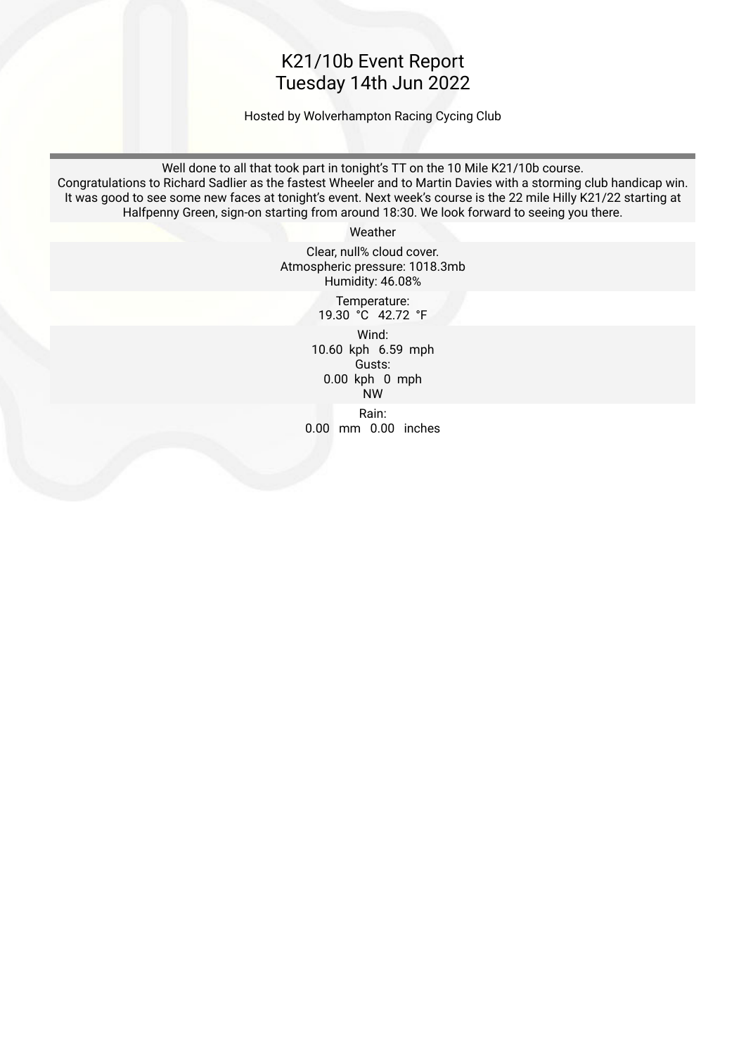# K21/10b Event Report
## Tuesday 14th Jun 2022

Hosted by Wolverhampton Racing Cycing Club

Well done to all that took part in tonight's TT on the 10 Mile K21/10b course.
Congratulations to Richard Sadlier as the fastest Wheeler and to Martin Davies with a storming club handicap win.
It was good to see some new faces at tonight's event. Next week's course is the 22 mile Hilly K21/22 starting at Halfpenny Green, sign-on starting from around 18:30. We look forward to seeing you there.

Weather

Clear, null% cloud cover.
Atmospheric pressure: 1018.3mb
Humidity: 46.08%

Temperature:
19.30 °C 42.72 °F

Wind:
10.60 kph 6.59 mph
Gusts:
0.00 kph 0 mph
NW

Rain:
0.00 mm 0.00 inches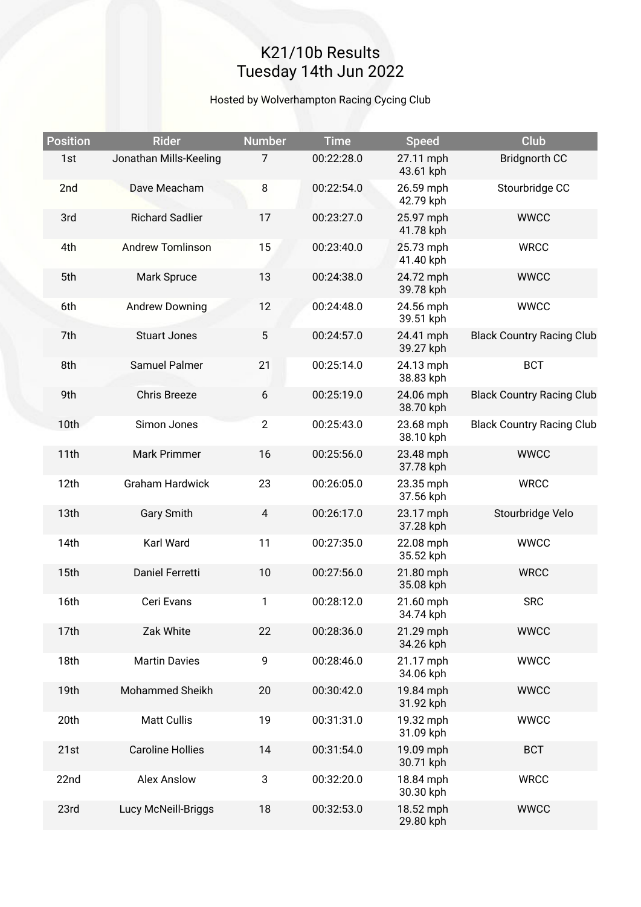# K21/10b Results
## Tuesday 14th Jun 2022

Hosted by Wolverhampton Racing Cycing Club

| Position | Rider | Number | Time | Speed | Club |
|---|---|---|---|---|---|
| 1st | Jonathan Mills-Keeling | 7 | 00:22:28.0 | 27.11 mph 43.61 kph | Bridgnorth CC |
| 2nd | Dave Meacham | 8 | 00:22:54.0 | 26.59 mph 42.79 kph | Stourbridge CC |
| 3rd | Richard Sadlier | 17 | 00:23:27.0 | 25.97 mph 41.78 kph | WWCC |
| 4th | Andrew Tomlinson | 15 | 00:23:40.0 | 25.73 mph 41.40 kph | WRCC |
| 5th | Mark Spruce | 13 | 00:24:38.0 | 24.72 mph 39.78 kph | WWCC |
| 6th | Andrew Downing | 12 | 00:24:48.0 | 24.56 mph 39.51 kph | WWCC |
| 7th | Stuart Jones | 5 | 00:24:57.0 | 24.41 mph 39.27 kph | Black Country Racing Club |
| 8th | Samuel Palmer | 21 | 00:25:14.0 | 24.13 mph 38.83 kph | BCT |
| 9th | Chris Breeze | 6 | 00:25:19.0 | 24.06 mph 38.70 kph | Black Country Racing Club |
| 10th | Simon Jones | 2 | 00:25:43.0 | 23.68 mph 38.10 kph | Black Country Racing Club |
| 11th | Mark Primmer | 16 | 00:25:56.0 | 23.48 mph 37.78 kph | WWCC |
| 12th | Graham Hardwick | 23 | 00:26:05.0 | 23.35 mph 37.56 kph | WRCC |
| 13th | Gary Smith | 4 | 00:26:17.0 | 23.17 mph 37.28 kph | Stourbridge Velo |
| 14th | Karl Ward | 11 | 00:27:35.0 | 22.08 mph 35.52 kph | WWCC |
| 15th | Daniel Ferretti | 10 | 00:27:56.0 | 21.80 mph 35.08 kph | WRCC |
| 16th | Ceri Evans | 1 | 00:28:12.0 | 21.60 mph 34.74 kph | SRC |
| 17th | Zak White | 22 | 00:28:36.0 | 21.29 mph 34.26 kph | WWCC |
| 18th | Martin Davies | 9 | 00:28:46.0 | 21.17 mph 34.06 kph | WWCC |
| 19th | Mohammed Sheikh | 20 | 00:30:42.0 | 19.84 mph 31.92 kph | WWCC |
| 20th | Matt Cullis | 19 | 00:31:31.0 | 19.32 mph 31.09 kph | WWCC |
| 21st | Caroline Hollies | 14 | 00:31:54.0 | 19.09 mph 30.71 kph | BCT |
| 22nd | Alex Anslow | 3 | 00:32:20.0 | 18.84 mph 30.30 kph | WRCC |
| 23rd | Lucy McNeill-Briggs | 18 | 00:32:53.0 | 18.52 mph 29.80 kph | WWCC |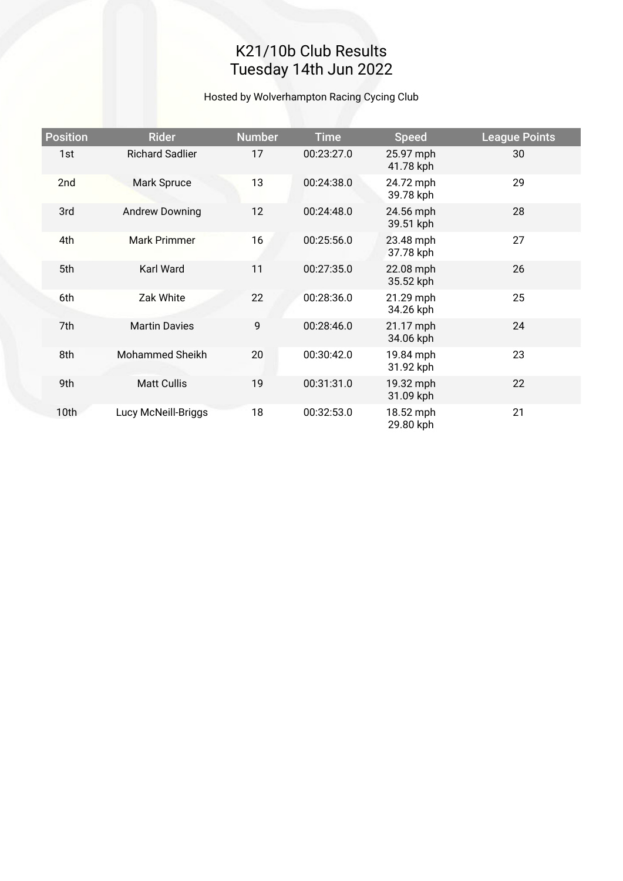# K21/10b Club Results
# Tuesday 14th Jun 2022

Hosted by Wolverhampton Racing Cycing Club

| Position | Rider | Number | Time | Speed | League Points |
|---|---|---|---|---|---|
| 1st | Richard Sadlier | 17 | 00:23:27.0 | 25.97 mph 41.78 kph | 30 |
| 2nd | Mark Spruce | 13 | 00:24:38.0 | 24.72 mph 39.78 kph | 29 |
| 3rd | Andrew Downing | 12 | 00:24:48.0 | 24.56 mph 39.51 kph | 28 |
| 4th | Mark Primmer | 16 | 00:25:56.0 | 23.48 mph 37.78 kph | 27 |
| 5th | Karl Ward | 11 | 00:27:35.0 | 22.08 mph 35.52 kph | 26 |
| 6th | Zak White | 22 | 00:28:36.0 | 21.29 mph 34.26 kph | 25 |
| 7th | Martin Davies | 9 | 00:28:46.0 | 21.17 mph 34.06 kph | 24 |
| 8th | Mohammed Sheikh | 20 | 00:30:42.0 | 19.84 mph 31.92 kph | 23 |
| 9th | Matt Cullis | 19 | 00:31:31.0 | 19.32 mph 31.09 kph | 22 |
| 10th | Lucy McNeill-Briggs | 18 | 00:32:53.0 | 18.52 mph 29.80 kph | 21 |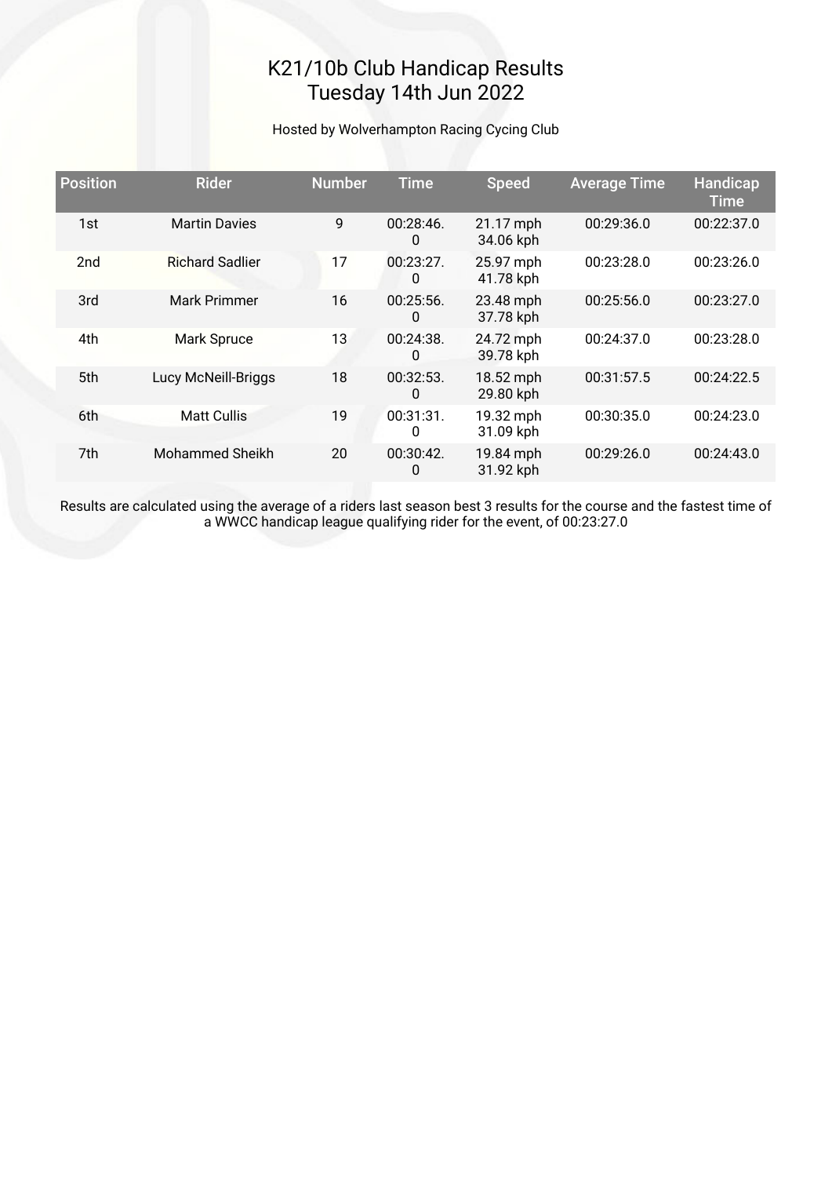# K21/10b Club Handicap Results
# Tuesday 14th Jun 2022

Hosted by Wolverhampton Racing Cycing Club

| Position | Rider | Number | Time | Speed | Average Time | Handicap Time |
|---|---|---|---|---|---|---|
| 1st | Martin Davies | 9 | 00:28:46.0 | 21.17 mph 34.06 kph | 00:29:36.0 | 00:22:37.0 |
| 2nd | Richard Sadlier | 17 | 00:23:27.0 | 25.97 mph 41.78 kph | 00:23:28.0 | 00:23:26.0 |
| 3rd | Mark Primmer | 16 | 00:25:56.0 | 23.48 mph 37.78 kph | 00:25:56.0 | 00:23:27.0 |
| 4th | Mark Spruce | 13 | 00:24:38.0 | 24.72 mph 39.78 kph | 00:24:37.0 | 00:23:28.0 |
| 5th | Lucy McNeill-Briggs | 18 | 00:32:53.0 | 18.52 mph 29.80 kph | 00:31:57.5 | 00:24:22.5 |
| 6th | Matt Cullis | 19 | 00:31:31.0 | 19.32 mph 31.09 kph | 00:30:35.0 | 00:24:23.0 |
| 7th | Mohammed Sheikh | 20 | 00:30:42.0 | 19.84 mph 31.92 kph | 00:29:26.0 | 00:24:43.0 |

Results are calculated using the average of a riders last season best 3 results for the course and the fastest time of a WWCC handicap league qualifying rider for the event, of 00:23:27.0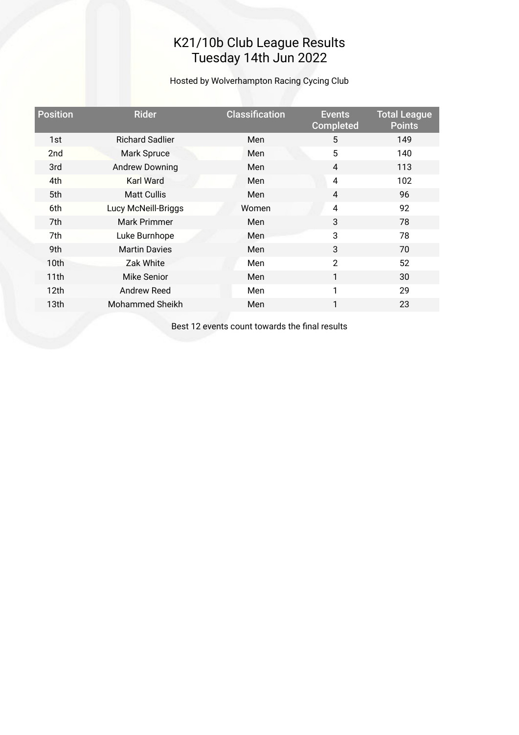# K21/10b Club League Results
# Tuesday 14th Jun 2022

Hosted by Wolverhampton Racing Cycing Club

| Position | Rider | Classification | Events Completed | Total League Points |
|---|---|---|---|---|
| 1st | Richard Sadlier | Men | 5 | 149 |
| 2nd | Mark Spruce | Men | 5 | 140 |
| 3rd | Andrew Downing | Men | 4 | 113 |
| 4th | Karl Ward | Men | 4 | 102 |
| 5th | Matt Cullis | Men | 4 | 96 |
| 6th | Lucy McNeill-Briggs | Women | 4 | 92 |
| 7th | Mark Primmer | Men | 3 | 78 |
| 7th | Luke Burnhope | Men | 3 | 78 |
| 9th | Martin Davies | Men | 3 | 70 |
| 10th | Zak White | Men | 2 | 52 |
| 11th | Mike Senior | Men | 1 | 30 |
| 12th | Andrew Reed | Men | 1 | 29 |
| 13th | Mohammed Sheikh | Men | 1 | 23 |

Best 12 events count towards the final results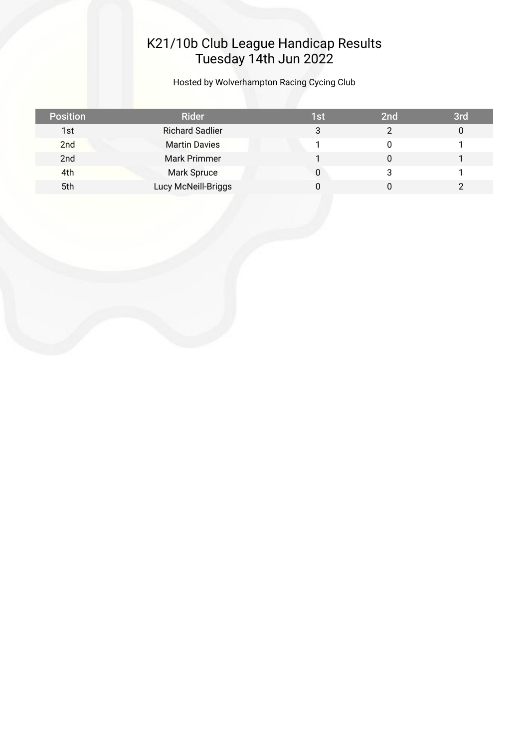# K21/10b Club League Handicap Results
## Tuesday 14th Jun 2022

Hosted by Wolverhampton Racing Cycing Club

| Position | Rider | 1st | 2nd | 3rd |
|---|---|---|---|---|
| 1st | Richard Sadlier | 3 | 2 | 0 |
| 2nd | Martin Davies | 1 | 0 | 1 |
| 2nd | Mark Primmer | 1 | 0 | 1 |
| 4th | Mark Spruce | 0 | 3 | 1 |
| 5th | Lucy McNeill-Briggs | 0 | 0 | 2 |